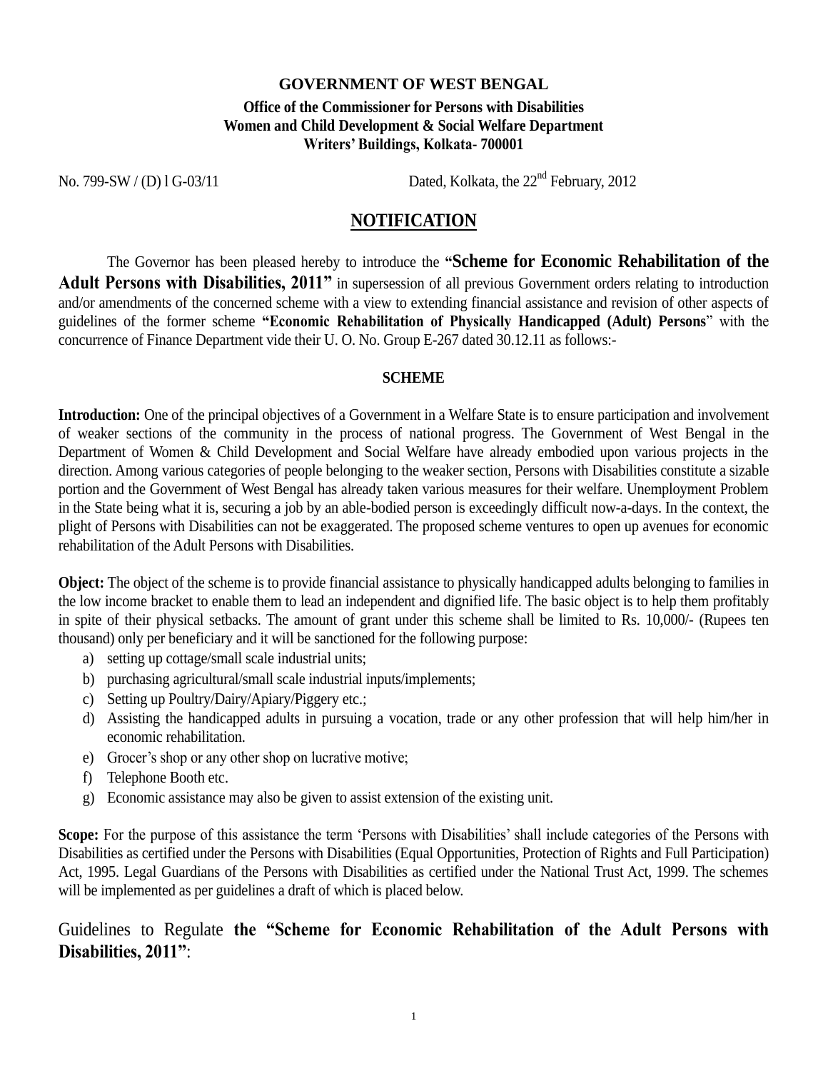**GOVERNMENT OF WEST BENGAL**

**Office of the Commissioner for Persons with Disabilities**
**Women and Child Development & Social Welfare Department**
**Writers' Buildings, Kolkata- 700001**

No. 799-SW / (D) l G-03/11 Dated, Kolkata, the 22nd February, 2012

## NOTIFICATION

The Governor has been pleased hereby to introduce the **"Scheme for Economic Rehabilitation of the Adult Persons with Disabilities, 2011"** in supersession of all previous Government orders relating to introduction and/or amendments of the concerned scheme with a view to extending financial assistance and revision of other aspects of guidelines of the former scheme **"Economic Rehabilitation of Physically Handicapped (Adult) Persons**" with the concurrence of Finance Department vide their U. O. No. Group E-267 dated 30.12.11 as follows:-

### SCHEME

**Introduction:** One of the principal objectives of a Government in a Welfare State is to ensure participation and involvement of weaker sections of the community in the process of national progress. The Government of West Bengal in the Department of Women & Child Development and Social Welfare have already embodied upon various projects in the direction. Among various categories of people belonging to the weaker section, Persons with Disabilities constitute a sizable portion and the Government of West Bengal has already taken various measures for their welfare. Unemployment Problem in the State being what it is, securing a job by an able-bodied person is exceedingly difficult now-a-days. In the context, the plight of Persons with Disabilities can not be exaggerated. The proposed scheme ventures to open up avenues for economic rehabilitation of the Adult Persons with Disabilities.

**Object:** The object of the scheme is to provide financial assistance to physically handicapped adults belonging to families in the low income bracket to enable them to lead an independent and dignified life. The basic object is to help them profitably in spite of their physical setbacks. The amount of grant under this scheme shall be limited to Rs. 10,000/- (Rupees ten thousand) only per beneficiary and it will be sanctioned for the following purpose:

a) setting up cottage/small scale industrial units;
b) purchasing agricultural/small scale industrial inputs/implements;
c) Setting up Poultry/Dairy/Apiary/Piggery etc.;
d) Assisting the handicapped adults in pursuing a vocation, trade or any other profession that will help him/her in economic rehabilitation.
e) Grocer's shop or any other shop on lucrative motive;
f) Telephone Booth etc.
g) Economic assistance may also be given to assist extension of the existing unit.

**Scope:** For the purpose of this assistance the term 'Persons with Disabilities' shall include categories of the Persons with Disabilities as certified under the Persons with Disabilities (Equal Opportunities, Protection of Rights and Full Participation) Act, 1995. Legal Guardians of the Persons with Disabilities as certified under the National Trust Act, 1999. The schemes will be implemented as per guidelines a draft of which is placed below.

## Guidelines to Regulate **the "Scheme for Economic Rehabilitation of the Adult Persons with Disabilities, 2011"**: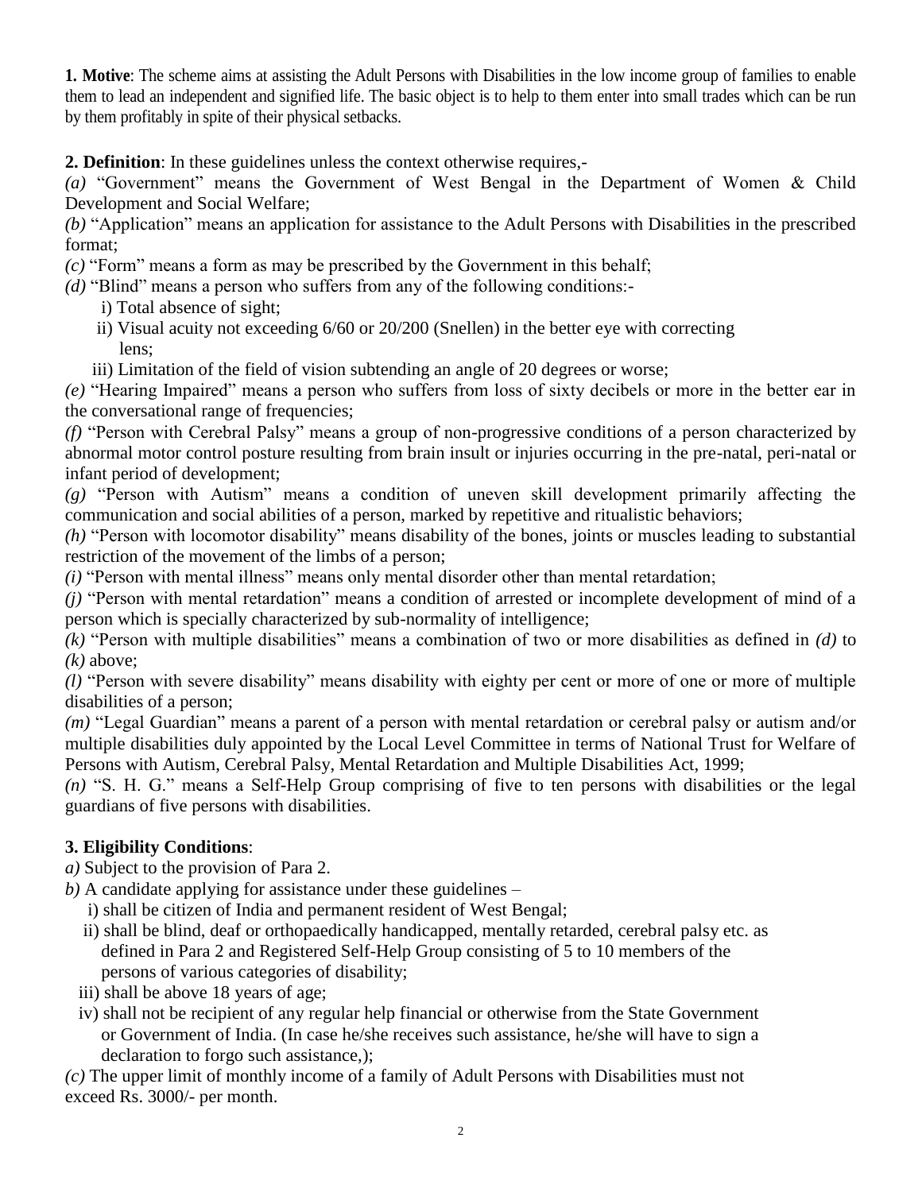**1. Motive**: The scheme aims at assisting the Adult Persons with Disabilities in the low income group of families to enable them to lead an independent and signified life. The basic object is to help to them enter into small trades which can be run by them profitably in spite of their physical setbacks.

**2. Definition**: In these guidelines unless the context otherwise requires,-

*(a)* "Government" means the Government of West Bengal in the Department of Women & Child Development and Social Welfare;

*(b)* "Application" means an application for assistance to the Adult Persons with Disabilities in the prescribed format;

*(c)* "Form" means a form as may be prescribed by the Government in this behalf;

*(d)* "Blind" means a person who suffers from any of the following conditions:-

i) Total absence of sight;

ii) Visual acuity not exceeding 6/60 or 20/200 (Snellen) in the better eye with correcting lens;

iii) Limitation of the field of vision subtending an angle of 20 degrees or worse;

*(e)* "Hearing Impaired" means a person who suffers from loss of sixty decibels or more in the better ear in the conversational range of frequencies;

*(f)* "Person with Cerebral Palsy" means a group of non-progressive conditions of a person characterized by abnormal motor control posture resulting from brain insult or injuries occurring in the pre-natal, peri-natal or infant period of development;

*(g)* "Person with Autism" means a condition of uneven skill development primarily affecting the communication and social abilities of a person, marked by repetitive and ritualistic behaviors;

*(h)* "Person with locomotor disability" means disability of the bones, joints or muscles leading to substantial restriction of the movement of the limbs of a person;

*(i)* "Person with mental illness" means only mental disorder other than mental retardation;

*(j)* "Person with mental retardation" means a condition of arrested or incomplete development of mind of a person which is specially characterized by sub-normality of intelligence;

*(k)* "Person with multiple disabilities" means a combination of two or more disabilities as defined in *(d)* to *(k)* above;

*(l)* "Person with severe disability" means disability with eighty per cent or more of one or more of multiple disabilities of a person;

*(m)* "Legal Guardian" means a parent of a person with mental retardation or cerebral palsy or autism and/or multiple disabilities duly appointed by the Local Level Committee in terms of National Trust for Welfare of Persons with Autism, Cerebral Palsy, Mental Retardation and Multiple Disabilities Act, 1999;

*(n)* "S. H. G." means a Self-Help Group comprising of five to ten persons with disabilities or the legal guardians of five persons with disabilities.

**3. Eligibility Conditions**:

*a)* Subject to the provision of Para 2.

*b)* A candidate applying for assistance under these guidelines –

i) shall be citizen of India and permanent resident of West Bengal;

ii) shall be blind, deaf or orthopaedically handicapped, mentally retarded, cerebral palsy etc. as defined in Para 2 and Registered Self-Help Group consisting of 5 to 10 members of the persons of various categories of disability;

iii) shall be above 18 years of age;

iv) shall not be recipient of any regular help financial or otherwise from the State Government or Government of India. (In case he/she receives such assistance, he/she will have to sign a declaration to forgo such assistance,);

*(c)* The upper limit of monthly income of a family of Adult Persons with Disabilities must not exceed Rs. 3000/- per month.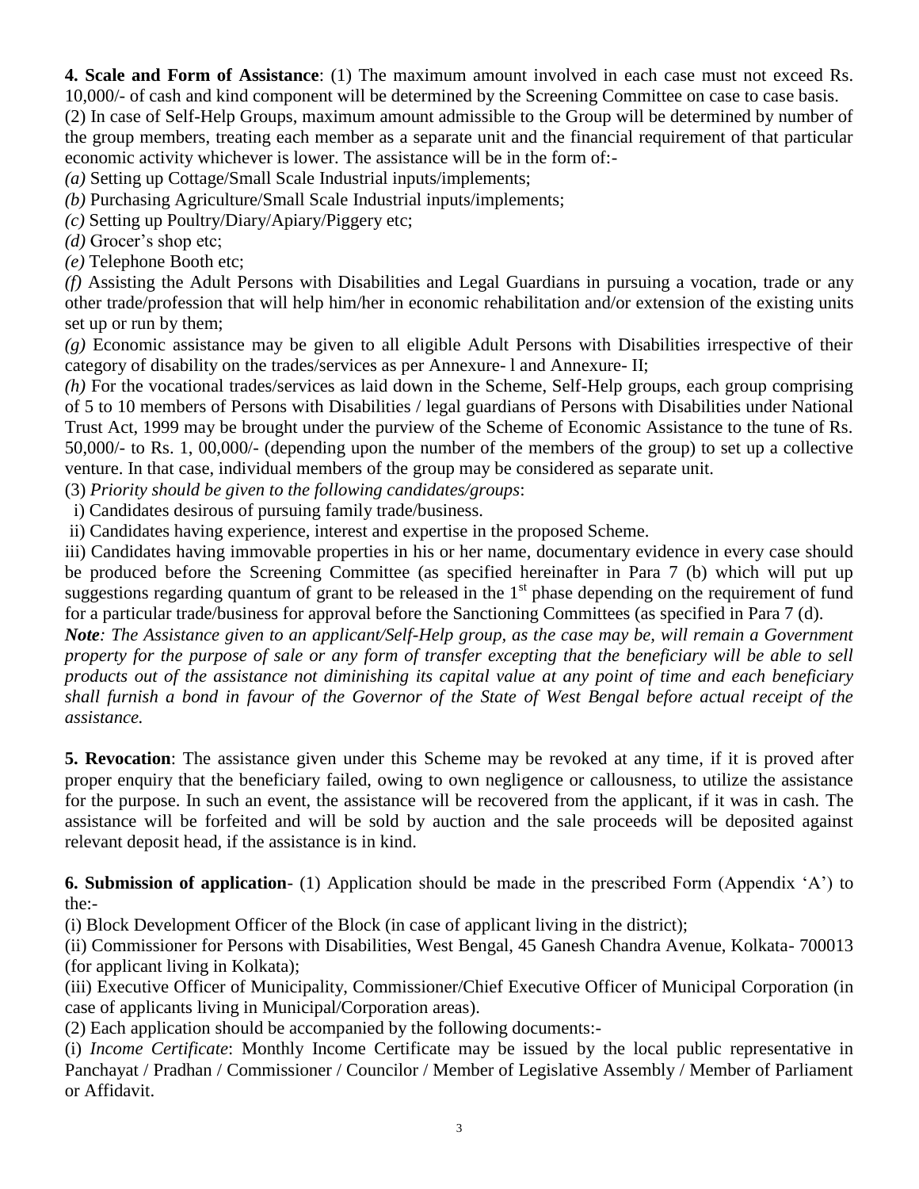**4. Scale and Form of Assistance**: (1) The maximum amount involved in each case must not exceed Rs. 10,000/- of cash and kind component will be determined by the Screening Committee on case to case basis.

(2) In case of Self-Help Groups, maximum amount admissible to the Group will be determined by number of the group members, treating each member as a separate unit and the financial requirement of that particular economic activity whichever is lower. The assistance will be in the form of:-

*(a)* Setting up Cottage/Small Scale Industrial inputs/implements;

*(b)* Purchasing Agriculture/Small Scale Industrial inputs/implements;

*(c)* Setting up Poultry/Diary/Apiary/Piggery etc;

*(d)* Grocer's shop etc;

*(e)* Telephone Booth etc;

*(f)* Assisting the Adult Persons with Disabilities and Legal Guardians in pursuing a vocation, trade or any other trade/profession that will help him/her in economic rehabilitation and/or extension of the existing units set up or run by them;

*(g)* Economic assistance may be given to all eligible Adult Persons with Disabilities irrespective of their category of disability on the trades/services as per Annexure- l and Annexure- II;

*(h)* For the vocational trades/services as laid down in the Scheme, Self-Help groups, each group comprising of 5 to 10 members of Persons with Disabilities / legal guardians of Persons with Disabilities under National Trust Act, 1999 may be brought under the purview of the Scheme of Economic Assistance to the tune of Rs. 50,000/- to Rs. 1, 00,000/- (depending upon the number of the members of the group) to set up a collective venture. In that case, individual members of the group may be considered as separate unit.

(3) *Priority should be given to the following candidates/groups*:

i) Candidates desirous of pursuing family trade/business.

ii) Candidates having experience, interest and expertise in the proposed Scheme.

iii) Candidates having immovable properties in his or her name, documentary evidence in every case should be produced before the Screening Committee (as specified hereinafter in Para 7 (b) which will put up suggestions regarding quantum of grant to be released in the 1st phase depending on the requirement of fund for a particular trade/business for approval before the Sanctioning Committees (as specified in Para 7 (d).

***Note****: The Assistance given to an applicant/Self-Help group, as the case may be, will remain a Government property for the purpose of sale or any form of transfer excepting that the beneficiary will be able to sell products out of the assistance not diminishing its capital value at any point of time and each beneficiary shall furnish a bond in favour of the Governor of the State of West Bengal before actual receipt of the assistance.*

**5. Revocation**: The assistance given under this Scheme may be revoked at any time, if it is proved after proper enquiry that the beneficiary failed, owing to own negligence or callousness, to utilize the assistance for the purpose. In such an event, the assistance will be recovered from the applicant, if it was in cash. The assistance will be forfeited and will be sold by auction and the sale proceeds will be deposited against relevant deposit head, if the assistance is in kind.

**6. Submission of application**- (1) Application should be made in the prescribed Form (Appendix 'A') to the:-

(i) Block Development Officer of the Block (in case of applicant living in the district);

(ii) Commissioner for Persons with Disabilities, West Bengal, 45 Ganesh Chandra Avenue, Kolkata- 700013 (for applicant living in Kolkata);

(iii) Executive Officer of Municipality, Commissioner/Chief Executive Officer of Municipal Corporation (in case of applicants living in Municipal/Corporation areas).

(2) Each application should be accompanied by the following documents:-

(i) *Income Certificate*: Monthly Income Certificate may be issued by the local public representative in Panchayat / Pradhan / Commissioner / Councilor / Member of Legislative Assembly / Member of Parliament or Affidavit.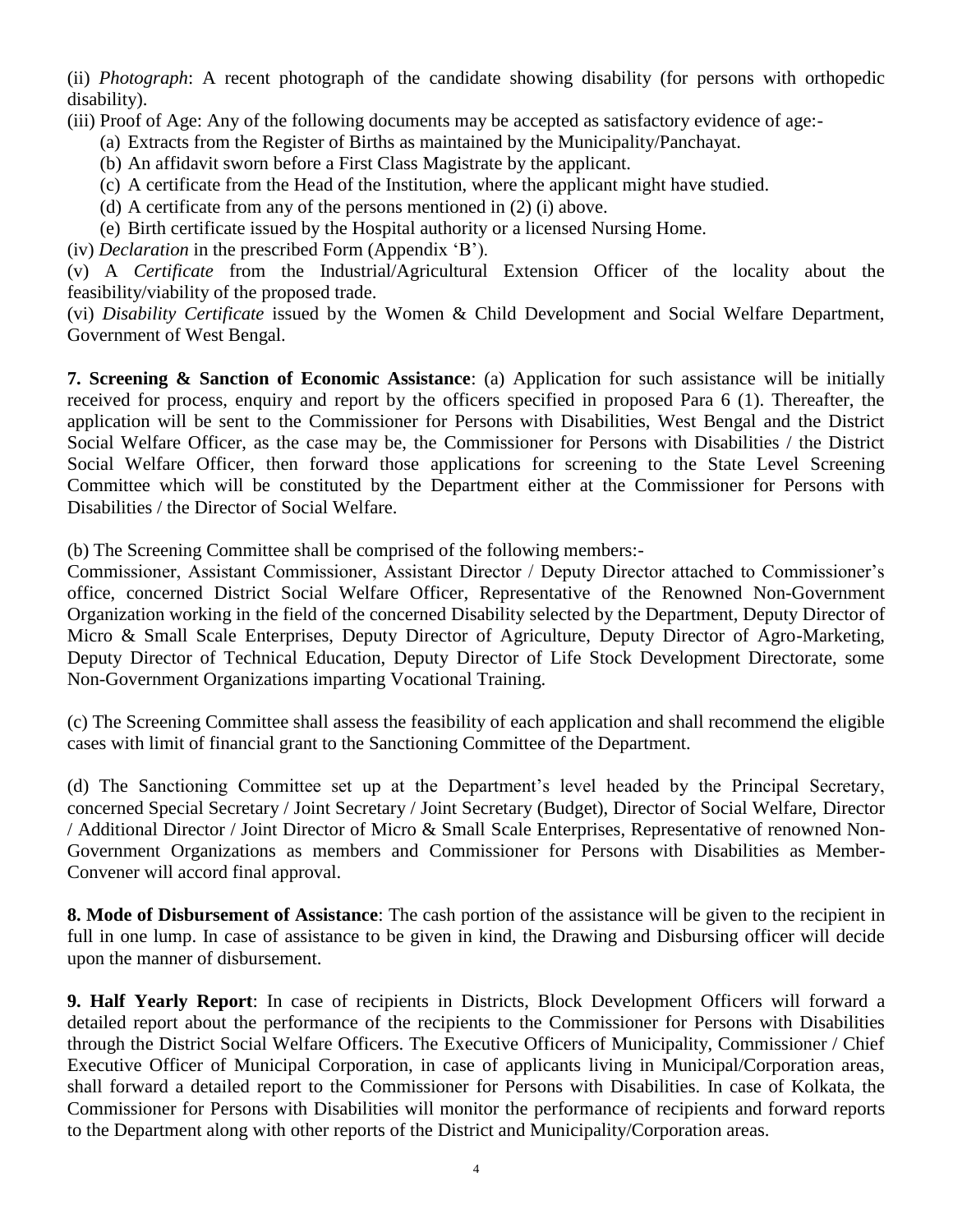(ii) *Photograph*: A recent photograph of the candidate showing disability (for persons with orthopedic disability).

(iii) Proof of Age: Any of the following documents may be accepted as satisfactory evidence of age:-

- (a) Extracts from the Register of Births as maintained by the Municipality/Panchayat.
- (b) An affidavit sworn before a First Class Magistrate by the applicant.
- (c) A certificate from the Head of the Institution, where the applicant might have studied.
- (d) A certificate from any of the persons mentioned in (2) (i) above.
- (e) Birth certificate issued by the Hospital authority or a licensed Nursing Home.

(iv) *Declaration* in the prescribed Form (Appendix 'B').

(v) A *Certificate* from the Industrial/Agricultural Extension Officer of the locality about the feasibility/viability of the proposed trade.

(vi) *Disability Certificate* issued by the Women & Child Development and Social Welfare Department, Government of West Bengal.

**7. Screening & Sanction of Economic Assistance**: (a) Application for such assistance will be initially received for process, enquiry and report by the officers specified in proposed Para 6 (1). Thereafter, the application will be sent to the Commissioner for Persons with Disabilities, West Bengal and the District Social Welfare Officer, as the case may be, the Commissioner for Persons with Disabilities / the District Social Welfare Officer, then forward those applications for screening to the State Level Screening Committee which will be constituted by the Department either at the Commissioner for Persons with Disabilities / the Director of Social Welfare.

(b) The Screening Committee shall be comprised of the following members:-
Commissioner, Assistant Commissioner, Assistant Director / Deputy Director attached to Commissioner's office, concerned District Social Welfare Officer, Representative of the Renowned Non-Government Organization working in the field of the concerned Disability selected by the Department, Deputy Director of Micro & Small Scale Enterprises, Deputy Director of Agriculture, Deputy Director of Agro-Marketing, Deputy Director of Technical Education, Deputy Director of Life Stock Development Directorate, some Non-Government Organizations imparting Vocational Training.

(c) The Screening Committee shall assess the feasibility of each application and shall recommend the eligible cases with limit of financial grant to the Sanctioning Committee of the Department.

(d) The Sanctioning Committee set up at the Department's level headed by the Principal Secretary, concerned Special Secretary / Joint Secretary / Joint Secretary (Budget), Director of Social Welfare, Director / Additional Director / Joint Director of Micro & Small Scale Enterprises, Representative of renowned Non-Government Organizations as members and Commissioner for Persons with Disabilities as Member-Convener will accord final approval.

**8. Mode of Disbursement of Assistance**: The cash portion of the assistance will be given to the recipient in full in one lump. In case of assistance to be given in kind, the Drawing and Disbursing officer will decide upon the manner of disbursement.

**9. Half Yearly Report**: In case of recipients in Districts, Block Development Officers will forward a detailed report about the performance of the recipients to the Commissioner for Persons with Disabilities through the District Social Welfare Officers. The Executive Officers of Municipality, Commissioner / Chief Executive Officer of Municipal Corporation, in case of applicants living in Municipal/Corporation areas, shall forward a detailed report to the Commissioner for Persons with Disabilities. In case of Kolkata, the Commissioner for Persons with Disabilities will monitor the performance of recipients and forward reports to the Department along with other reports of the District and Municipality/Corporation areas.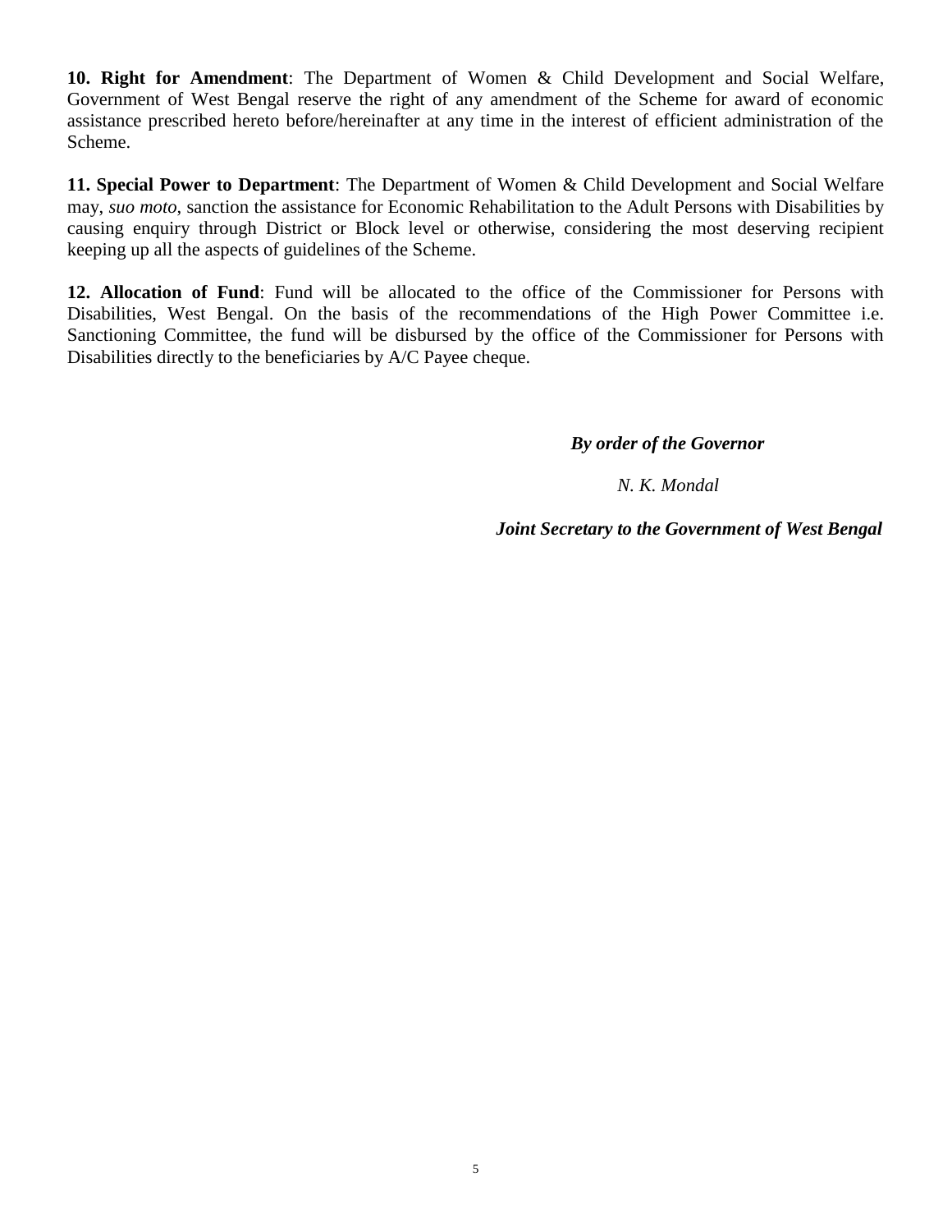**10. Right for Amendment**: The Department of Women & Child Development and Social Welfare, Government of West Bengal reserve the right of any amendment of the Scheme for award of economic assistance prescribed hereto before/hereinafter at any time in the interest of efficient administration of the Scheme.

**11. Special Power to Department**: The Department of Women & Child Development and Social Welfare may, *suo moto*, sanction the assistance for Economic Rehabilitation to the Adult Persons with Disabilities by causing enquiry through District or Block level or otherwise, considering the most deserving recipient keeping up all the aspects of guidelines of the Scheme.

**12. Allocation of Fund**: Fund will be allocated to the office of the Commissioner for Persons with Disabilities, West Bengal. On the basis of the recommendations of the High Power Committee i.e. Sanctioning Committee, the fund will be disbursed by the office of the Commissioner for Persons with Disabilities directly to the beneficiaries by A/C Payee cheque.

***By order of the Governor***

*N. K. Mondal*

***Joint Secretary to the Government of West Bengal***